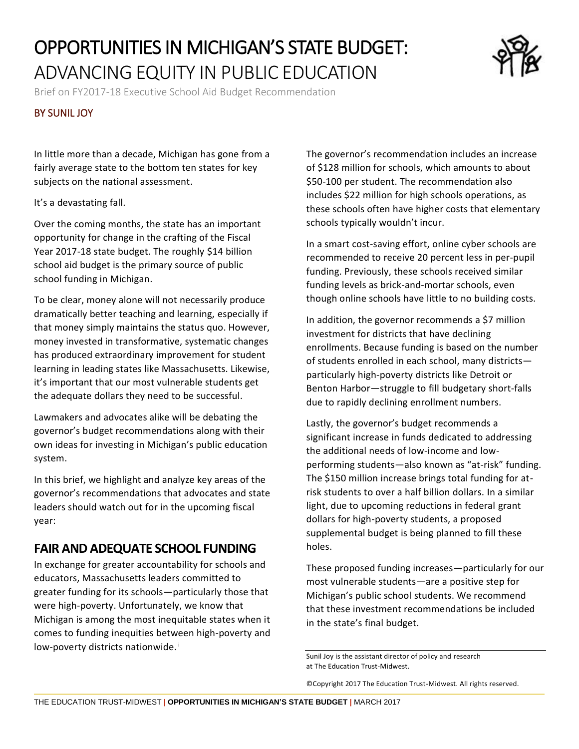# OPPORTUNITIES IN MICHIGAN'S STATE BUDGET: ADVANCING EQUITY IN PUBLIC EDUCATION

Brief on FY2017-18 Executive School Aid Budget Recommendation

BY SUNIL JOY

In little more than a decade, Michigan has gone from a fairly average state to the bottom ten states for key subjects on the national assessment.

It's a devastating fall.

Over the coming months, the state has an important opportunity for change in the crafting of the Fiscal Year 2017-18 state budget. The roughly $14 billion school aid budget is the primary source of public school funding in Michigan.

To be clear, money alone will not necessarily produce dramatically better teaching and learning, especially if that money simply maintains the status quo. However, money invested in transformative, systematic changes has produced extraordinary improvement for student learning in leading states like Massachusetts. Likewise, it's important that our most vulnerable students get the adequate dollars they need to be successful.

Lawmakers and advocates alike will be debating the governor's budget recommendations along with their own ideas for investing in Michigan's public education system.

In this brief, we highlight and analyze key areas of the governor's recommendations that advocates and state leaders should watch out for in the upcoming fiscal year:

## FAIR AND ADEQUATE SCHOOL FUNDING

In exchange for greater accountability for schools and educators, Massachusetts leaders committed to greater funding for its schools—particularly those that were high-poverty. Unfortunately, we know that Michigan is among the most inequitable states when it comes to funding inequities between high-poverty and low-poverty districts nationwide.[i]

The governor's recommendation includes an increase of $128 million for schools, which amounts to about $50-100 per student. The recommendation also includes $22 million for high schools operations, as these schools often have higher costs that elementary schools typically wouldn't incur.

In a smart cost-saving effort, online cyber schools are recommended to receive 20 percent less in per-pupil funding. Previously, these schools received similar funding levels as brick-and-mortar schools, even though online schools have little to no building costs.

In addition, the governor recommends a $7 million investment for districts that have declining enrollments. Because funding is based on the number of students enrolled in each school, many districts—particularly high-poverty districts like Detroit or Benton Harbor—struggle to fill budgetary short-falls due to rapidly declining enrollment numbers.

Lastly, the governor's budget recommends a significant increase in funds dedicated to addressing the additional needs of low-income and low-performing students—also known as "at-risk" funding. The $150 million increase brings total funding for at-risk students to over a half billion dollars. In a similar light, due to upcoming reductions in federal grant dollars for high-poverty students, a proposed supplemental budget is being planned to fill these holes.

These proposed funding increases—particularly for our most vulnerable students—are a positive step for Michigan's public school students. We recommend that these investment recommendations be included in the state's final budget.

Sunil Joy is the assistant director of policy and research at The Education Trust-Midwest.

©Copyright 2017 The Education Trust-Midwest. All rights reserved.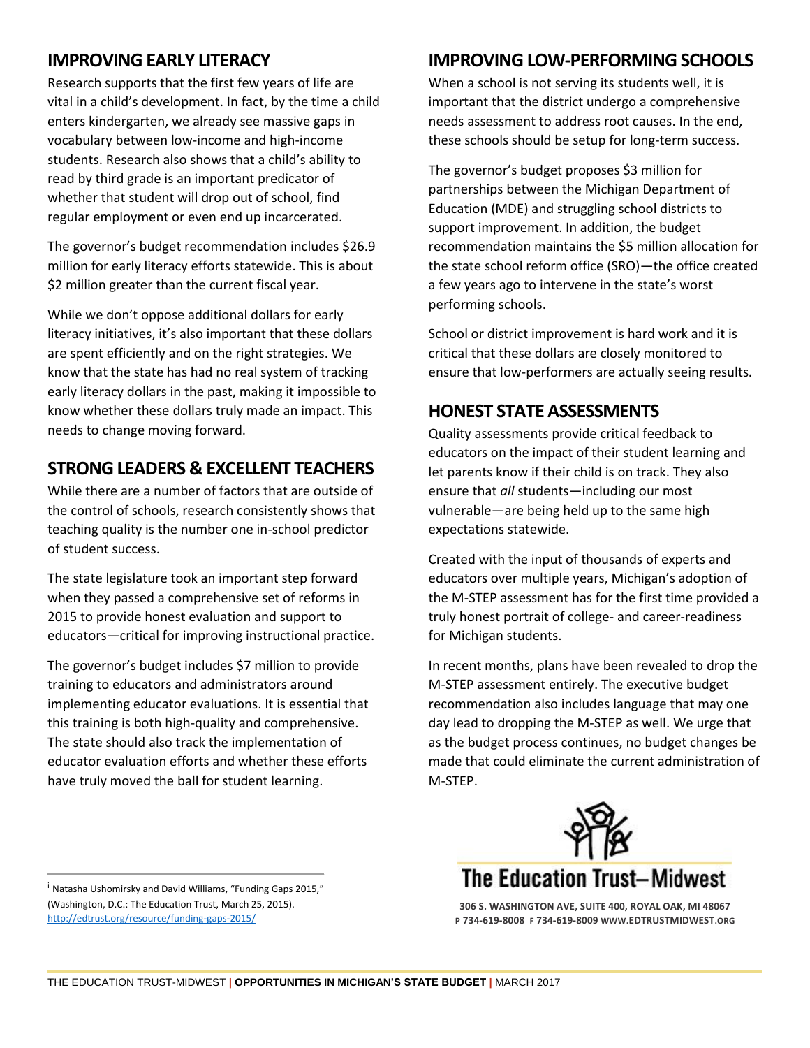## IMPROVING EARLY LITERACY

Research supports that the first few years of life are vital in a child's development. In fact, by the time a child enters kindergarten, we already see massive gaps in vocabulary between low-income and high-income students. Research also shows that a child's ability to read by third grade is an important predicator of whether that student will drop out of school, find regular employment or even end up incarcerated.

The governor's budget recommendation includes $26.9 million for early literacy efforts statewide. This is about $2 million greater than the current fiscal year.

While we don't oppose additional dollars for early literacy initiatives, it's also important that these dollars are spent efficiently and on the right strategies. We know that the state has had no real system of tracking early literacy dollars in the past, making it impossible to know whether these dollars truly made an impact. This needs to change moving forward.

## STRONG LEADERS & EXCELLENT TEACHERS

While there are a number of factors that are outside of the control of schools, research consistently shows that teaching quality is the number one in-school predictor of student success.

The state legislature took an important step forward when they passed a comprehensive set of reforms in 2015 to provide honest evaluation and support to educators—critical for improving instructional practice.

The governor's budget includes $7 million to provide training to educators and administrators around implementing educator evaluations. It is essential that this training is both high-quality and comprehensive. The state should also track the implementation of educator evaluation efforts and whether these efforts have truly moved the ball for student learning.

## IMPROVING LOW-PERFORMING SCHOOLS

When a school is not serving its students well, it is important that the district undergo a comprehensive needs assessment to address root causes. In the end, these schools should be setup for long-term success.

The governor's budget proposes $3 million for partnerships between the Michigan Department of Education (MDE) and struggling school districts to support improvement. In addition, the budget recommendation maintains the $5 million allocation for the state school reform office (SRO)—the office created a few years ago to intervene in the state's worst performing schools.

School or district improvement is hard work and it is critical that these dollars are closely monitored to ensure that low-performers are actually seeing results.

## HONEST STATE ASSESSMENTS

Quality assessments provide critical feedback to educators on the impact of their student learning and let parents know if their child is on track. They also ensure that *all* students—including our most vulnerable—are being held up to the same high expectations statewide.

Created with the input of thousands of experts and educators over multiple years, Michigan's adoption of the M-STEP assessment has for the first time provided a truly honest portrait of college- and career-readiness for Michigan students.

In recent months, plans have been revealed to drop the M-STEP assessment entirely. The executive budget recommendation also includes language that may one day lead to dropping the M-STEP as well. We urge that as the budget process continues, no budget changes be made that could eliminate the current administration of M-STEP.

**The Education Trust–Midwest**

306 S. WASHINGTON AVE, SUITE 400, ROYAL OAK, MI 48067
P 734-619-8008 F 734-619-8009 WWW.EDTRUSTMIDWEST.ORG

---

[i] Natasha Ushomirsky and David Williams, "Funding Gaps 2015," (Washington, D.C.: The Education Trust, March 25, 2015). http://edtrust.org/resource/funding-gaps-2015/